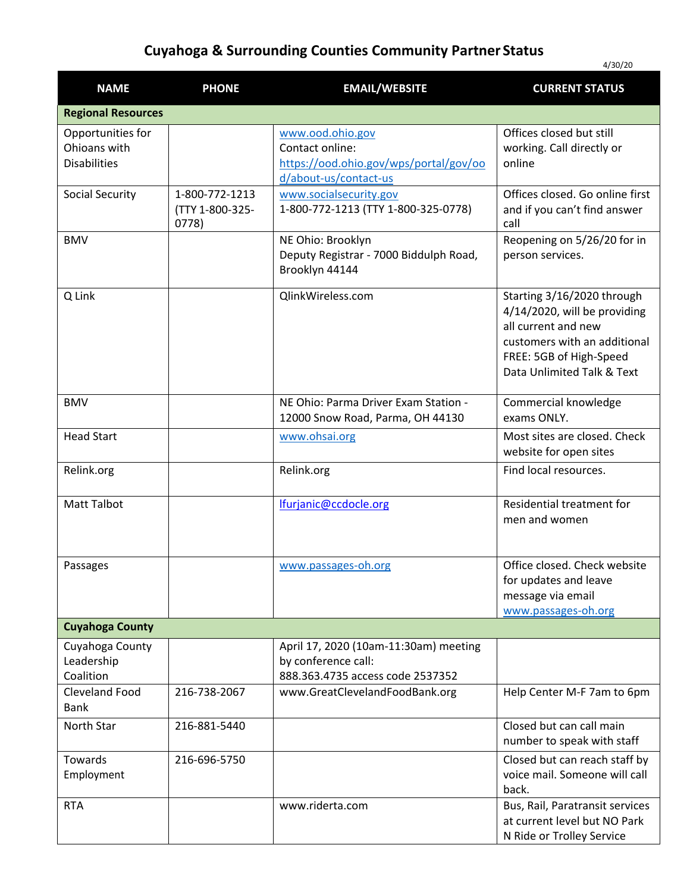# Cuyahoga & Surrounding Counties Community Partner Status

4/30/20

| NAME | PHONE | EMAIL/WEBSITE | CURRENT STATUS |
|---|---|---|---|
| **Regional Resources** | | | |
| Opportunities for Ohioans with Disabilities | | www.ood.ohio.gov<br>Contact online: https://ood.ohio.gov/wps/portal/gov/ood/about-us/contact-us | Offices closed but still working. Call directly or online |
| Social Security | 1-800-772-1213 (TTY 1-800-325-0778) | www.socialsecurity.gov<br>1-800-772-1213 (TTY 1-800-325-0778) | Offices closed. Go online first and if you can't find answer call |
| BMV | | NE Ohio: Brooklyn<br>Deputy Registrar - 7000 Biddulph Road, Brooklyn 44144 | Reopening on 5/26/20 for in person services. |
| Q Link | | QlinkWireless.com | Starting 3/16/2020 through 4/14/2020, will be providing all current and new customers with an additional FREE: 5GB of High-Speed Data Unlimited Talk & Text |
| BMV | | NE Ohio: Parma Driver Exam Station - 12000 Snow Road, Parma, OH 44130 | Commercial knowledge exams ONLY. |
| Head Start | | www.ohsai.org | Most sites are closed. Check website for open sites |
| Relink.org | | Relink.org | Find local resources. |
| Matt Talbot | | lfurjanic@ccdocle.org | Residential treatment for men and women |
| Passages | | www.passages-oh.org | Office closed. Check website for updates and leave message via email www.passages-oh.org |
| **Cuyahoga County** | | | |
| Cuyahoga County Leadership Coalition | | April 17, 2020 (10am-11:30am) meeting by conference call:<br>888.363.4735 access code 2537352 | |
| Cleveland Food Bank | 216-738-2067 | www.GreatClevelandFoodBank.org | Help Center M-F 7am to 6pm |
| North Star | 216-881-5440 | | Closed but can call main number to speak with staff |
| Towards Employment | 216-696-5750 | | Closed but can reach staff by voice mail. Someone will call back. |
| RTA | | www.riderta.com | Bus, Rail, Paratransit services at current level but NO Park N Ride or Trolley Service |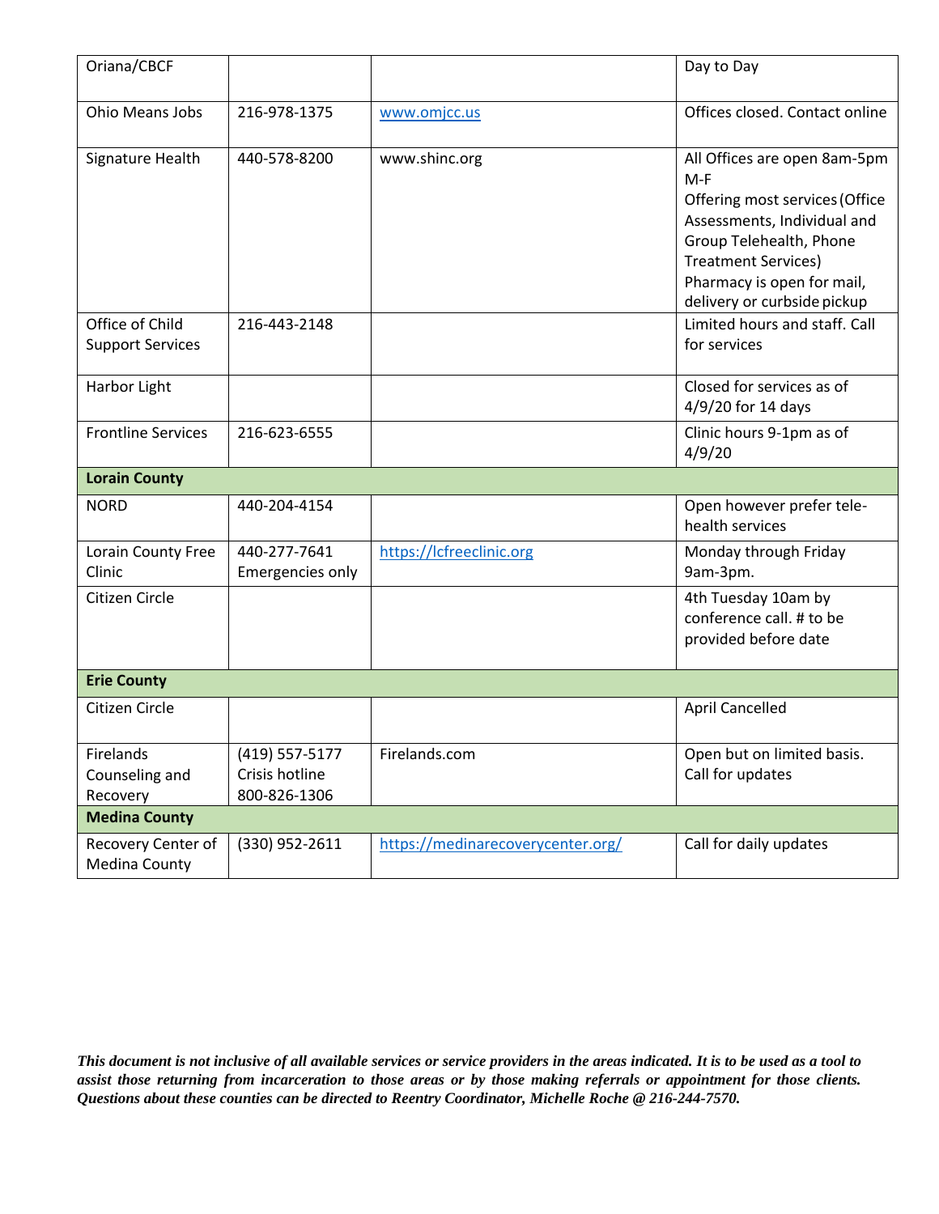| | | | |
|---|---|---|---|
| Oriana/CBCF | | | Day to Day |
| Ohio Means Jobs | 216-978-1375 | www.omjcc.us | Offices closed. Contact online |
| Signature Health | 440-578-8200 | www.shinc.org | All Offices are open 8am-5pm M-F<br>Offering most services (Office Assessments, Individual and Group Telehealth, Phone Treatment Services)<br>Pharmacy is open for mail, delivery or curbside pickup |
| Office of Child Support Services | 216-443-2148 | | Limited hours and staff. Call for services |
| Harbor Light | | | Closed for services as of 4/9/20 for 14 days |
| Frontline Services | 216-623-6555 | | Clinic hours 9-1pm as of 4/9/20 |
| **Lorain County** | | | |
| NORD | 440-204-4154 | | Open however prefer tele-health services |
| Lorain County Free Clinic | 440-277-7641<br>Emergencies only | https://lcfreeclinic.org | Monday through Friday 9am-3pm. |
| Citizen Circle | | | 4th Tuesday 10am by conference call. # to be provided before date |
| **Erie County** | | | |
| Citizen Circle | | | April Cancelled |
| Firelands Counseling and Recovery | (419) 557-5177<br>Crisis hotline<br>800-826-1306 | Firelands.com | Open but on limited basis. Call for updates |
| **Medina County** | | | |
| Recovery Center of Medina County | (330) 952-2611 | https://medinarecoverycenter.org/ | Call for daily updates |

***This document is not inclusive of all available services or service providers in the areas indicated. It is to be used as a tool to assist those returning from incarceration to those areas or by those making referrals or appointment for those clients. Questions about these counties can be directed to Reentry Coordinator, Michelle Roche @ 216-244-7570.***